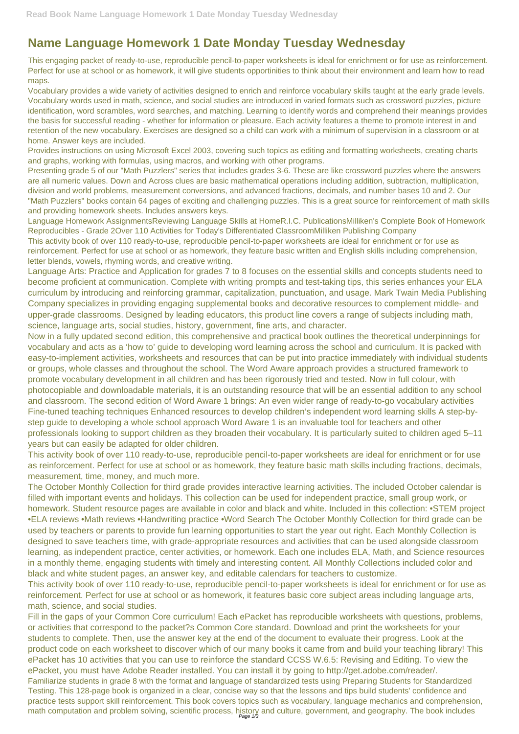# Name Language Homework 1 Date Monday Tuesday Wednesday

This engaging packet of ready-to-use, reproducible pencil-to-paper worksheets is ideal for enrichment or for use as reinforcement. Perfect for use at school or as homework, it will give students opportinities to think about their environment and learn how to read maps.

Vocabulary provides a wide variety of activities designed to enrich and reinforce vocabulary skills taught at the early grade levels. Vocabulary words used in math, science, and social studies are introduced in varied formats such as crossword puzzles, picture identification, word scrambles, word searches, and matching. Learning to identify words and comprehend their meanings provides the basis for successful reading - whether for information or pleasure. Each activity features a theme to promote interest in and retention of the new vocabulary. Exercises are designed so a child can work with a minimum of supervision in a classroom or at home. Answer keys are included.

Provides instructions on using Microsoft Excel 2003, covering such topics as editing and formatting worksheets, creating charts and graphs, working with formulas, using macros, and working with other programs.

Presenting grade 5 of our "Math Puzzlers" series that includes grades 3-6. These are like crossword puzzles where the answers are all numeric values. Down and Across clues are basic mathematical operations including addition, subtraction, multiplication, division and world problems, measurement conversions, and advanced fractions, decimals, and number bases 10 and 2. Our "Math Puzzlers" books contain 64 pages of exciting and challenging puzzles. This is a great source for reinforcement of math skills and providing homework sheets. Includes answers keys.

Language Homework AssignmentsReviewing Language Skills at HomeR.I.C. PublicationsMilliken's Complete Book of Homework Reproducibles - Grade 2Over 110 Activities for Today's Differentiated ClassroomMilliken Publishing Company

This activity book of over 110 ready-to-use, reproducible pencil-to-paper worksheets are ideal for enrichment or for use as reinforcement. Perfect for use at school or as homework, they feature basic written and English skills including comprehension, letter blends, vowels, rhyming words, and creative writing.

Language Arts: Practice and Application for grades 7 to 8 focuses on the essential skills and concepts students need to become proficient at communication. Complete with writing prompts and test-taking tips, this series enhances your ELA curriculum by introducing and reinforcing grammar, capitalization, punctuation, and usage. Mark Twain Media Publishing Company specializes in providing engaging supplemental books and decorative resources to complement middle- and upper-grade classrooms. Designed by leading educators, this product line covers a range of subjects including math, science, language arts, social studies, history, government, fine arts, and character.

Now in a fully updated second edition, this comprehensive and practical book outlines the theoretical underpinnings for vocabulary and acts as a 'how to' guide to developing word learning across the school and curriculum. It is packed with easy-to-implement activities, worksheets and resources that can be put into practice immediately with individual students or groups, whole classes and throughout the school. The Word Aware approach provides a structured framework to promote vocabulary development in all children and has been rigorously tried and tested. Now in full colour, with photocopiable and downloadable materials, it is an outstanding resource that will be an essential addition to any school and classroom. The second edition of Word Aware 1 brings: An even wider range of ready-to-go vocabulary activities Fine-tuned teaching techniques Enhanced resources to develop children's independent word learning skills A step-by-step guide to developing a whole school approach Word Aware 1 is an invaluable tool for teachers and other professionals looking to support children as they broaden their vocabulary. It is particularly suited to children aged 5–11 years but can easily be adapted for older children.

This activity book of over 110 ready-to-use, reproducible pencil-to-paper worksheets are ideal for enrichment or for use as reinforcement. Perfect for use at school or as homework, they feature basic math skills including fractions, decimals, measurement, time, money, and much more.

The October Monthly Collection for third grade provides interactive learning activities. The included October calendar is filled with important events and holidays. This collection can be used for independent practice, small group work, or homework. Student resource pages are available in color and black and white. Included in this collection: •STEM project •ELA reviews •Math reviews •Handwriting practice •Word Search The October Monthly Collection for third grade can be used by teachers or parents to provide fun learning opportunities to start the year out right. Each Monthly Collection is designed to save teachers time, with grade-appropriate resources and activities that can be used alongside classroom learning, as independent practice, center activities, or homework. Each one includes ELA, Math, and Science resources in a monthly theme, engaging students with timely and interesting content. All Monthly Collections included color and black and white student pages, an answer key, and editable calendars for teachers to customize.

This activity book of over 110 ready-to-use, reproducible pencil-to-paper worksheets is ideal for enrichment or for use as reinforcement. Perfect for use at school or as homework, it features basic core subject areas including language arts, math, science, and social studies.

Fill in the gaps of your Common Core curriculum! Each ePacket has reproducible worksheets with questions, problems, or activities that correspond to the packet?s Common Core standard. Download and print the worksheets for your students to complete. Then, use the answer key at the end of the document to evaluate their progress. Look at the product code on each worksheet to discover which of our many books it came from and build your teaching library! This ePacket has 10 activities that you can use to reinforce the standard CCSS W.6.5: Revising and Editing. To view the ePacket, you must have Adobe Reader installed. You can install it by going to http://get.adobe.com/reader/.

Familiarize students in grade 8 with the format and language of standardized tests using Preparing Students for Standardized Testing. This 128-page book is organized in a clear, concise way so that the lessons and tips build students' confidence and practice tests support skill reinforcement. This book covers topics such as vocabulary, language mechanics and comprehension, math computation and problem solving, scientific process, history and culture, government, and geography. The book includes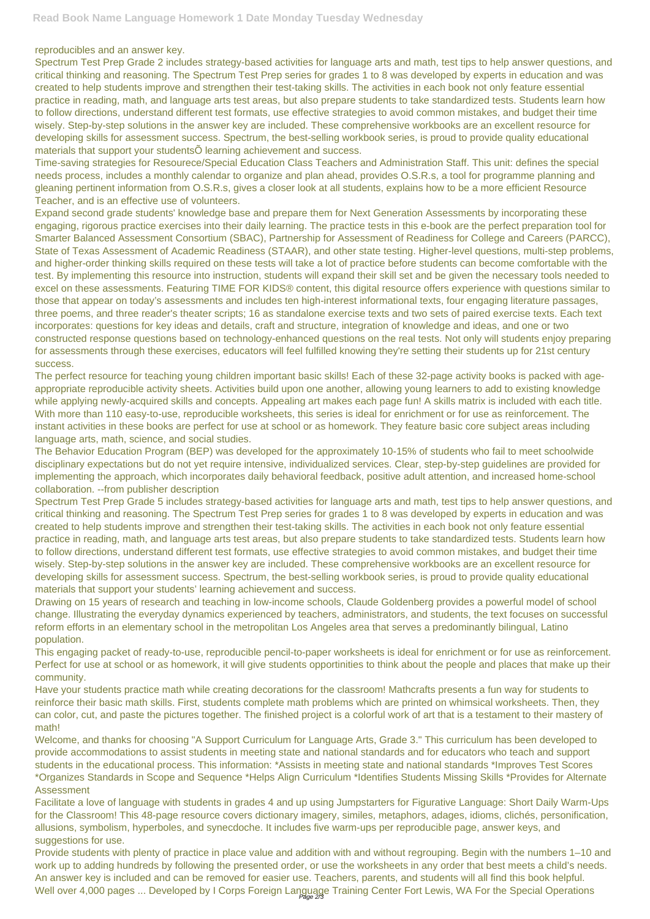reproducibles and an answer key.

Spectrum Test Prep Grade 2 includes strategy-based activities for language arts and math, test tips to help answer questions, and critical thinking and reasoning. The Spectrum Test Prep series for grades 1 to 8 was developed by experts in education and was created to help students improve and strengthen their test-taking skills. The activities in each book not only feature essential practice in reading, math, and language arts test areas, but also prepare students to take standardized tests. Students learn how to follow directions, understand different test formats, use effective strategies to avoid common mistakes, and budget their time wisely. Step-by-step solutions in the answer key are included. These comprehensive workbooks are an excellent resource for developing skills for assessment success. Spectrum, the best-selling workbook series, is proud to provide quality educational materials that support your studentsÕ learning achievement and success.

Time-saving strategies for Resourece/Special Education Class Teachers and Administration Staff. This unit: defines the special needs process, includes a monthly calendar to organize and plan ahead, provides O.S.R.s, a tool for programme planning and gleaning pertinent information from O.S.R.s, gives a closer look at all students, explains how to be a more efficient Resource Teacher, and is an effective use of volunteers.

Expand second grade students' knowledge base and prepare them for Next Generation Assessments by incorporating these engaging, rigorous practice exercises into their daily learning. The practice tests in this e-book are the perfect preparation tool for Smarter Balanced Assessment Consortium (SBAC), Partnership for Assessment of Readiness for College and Careers (PARCC), State of Texas Assessment of Academic Readiness (STAAR), and other state testing. Higher-level questions, multi-step problems, and higher-order thinking skills required on these tests will take a lot of practice before students can become comfortable with the test. By implementing this resource into instruction, students will expand their skill set and be given the necessary tools needed to excel on these assessments. Featuring TIME FOR KIDS® content, this digital resource offers experience with questions similar to those that appear on today's assessments and includes ten high-interest informational texts, four engaging literature passages, three poems, and three reader's theater scripts; 16 as standalone exercise texts and two sets of paired exercise texts. Each text incorporates: questions for key ideas and details, craft and structure, integration of knowledge and ideas, and one or two constructed response questions based on technology-enhanced questions on the real tests. Not only will students enjoy preparing for assessments through these exercises, educators will feel fulfilled knowing they're setting their students up for 21st century success.

The perfect resource for teaching young children important basic skills! Each of these 32-page activity books is packed with age-appropriate reproducible activity sheets. Activities build upon one another, allowing young learners to add to existing knowledge while applying newly-acquired skills and concepts. Appealing art makes each page fun! A skills matrix is included with each title. With more than 110 easy-to-use, reproducible worksheets, this series is ideal for enrichment or for use as reinforcement. The instant activities in these books are perfect for use at school or as homework. They feature basic core subject areas including language arts, math, science, and social studies.

The Behavior Education Program (BEP) was developed for the approximately 10-15% of students who fail to meet schoolwide disciplinary expectations but do not yet require intensive, individualized services. Clear, step-by-step guidelines are provided for implementing the approach, which incorporates daily behavioral feedback, positive adult attention, and increased home-school collaboration. --from publisher description

Spectrum Test Prep Grade 5 includes strategy-based activities for language arts and math, test tips to help answer questions, and critical thinking and reasoning. The Spectrum Test Prep series for grades 1 to 8 was developed by experts in education and was created to help students improve and strengthen their test-taking skills. The activities in each book not only feature essential practice in reading, math, and language arts test areas, but also prepare students to take standardized tests. Students learn how to follow directions, understand different test formats, use effective strategies to avoid common mistakes, and budget their time wisely. Step-by-step solutions in the answer key are included. These comprehensive workbooks are an excellent resource for developing skills for assessment success. Spectrum, the best-selling workbook series, is proud to provide quality educational materials that support your students' learning achievement and success.

Drawing on 15 years of research and teaching in low-income schools, Claude Goldenberg provides a powerful model of school change. Illustrating the everyday dynamics experienced by teachers, administrators, and students, the text focuses on successful reform efforts in an elementary school in the metropolitan Los Angeles area that serves a predominantly bilingual, Latino population.

This engaging packet of ready-to-use, reproducible pencil-to-paper worksheets is ideal for enrichment or for use as reinforcement. Perfect for use at school or as homework, it will give students opportunities to think about the people and places that make up their community.

Have your students practice math while creating decorations for the classroom! Mathcrafts presents a fun way for students to reinforce their basic math skills. First, students complete math problems which are printed on whimsical worksheets. Then, they can color, cut, and paste the pictures together. The finished project is a colorful work of art that is a testament to their mastery of math!

Welcome, and thanks for choosing "A Support Curriculum for Language Arts, Grade 3." This curriculum has been developed to provide accommodations to assist students in meeting state and national standards and for educators who teach and support students in the educational process. This information: *Assists in meeting state and national standards *Improves Test Scores *Organizes Standards in Scope and Sequence *Helps Align Curriculum *Identifies Students Missing Skills *Provides for Alternate Assessment

Facilitate a love of language with students in grades 4 and up using Jumpstarters for Figurative Language: Short Daily Warm-Ups for the Classroom! This 48-page resource covers dictionary imagery, similes, metaphors, adages, idioms, clichés, personification, allusions, symbolism, hyperboles, and synecdoche. It includes five warm-ups per reproducible page, answer keys, and suggestions for use.

Provide students with plenty of practice in place value and addition with and without regrouping. Begin with the numbers 1–10 and work up to adding hundreds by following the presented order, or use the worksheets in any order that best meets a child's needs. An answer key is included and can be removed for easier use. Teachers, parents, and students will all find this book helpful.

Well over 4,000 pages ... Developed by I Corps Foreign Language Training Center Fort Lewis, WA For the Special Operations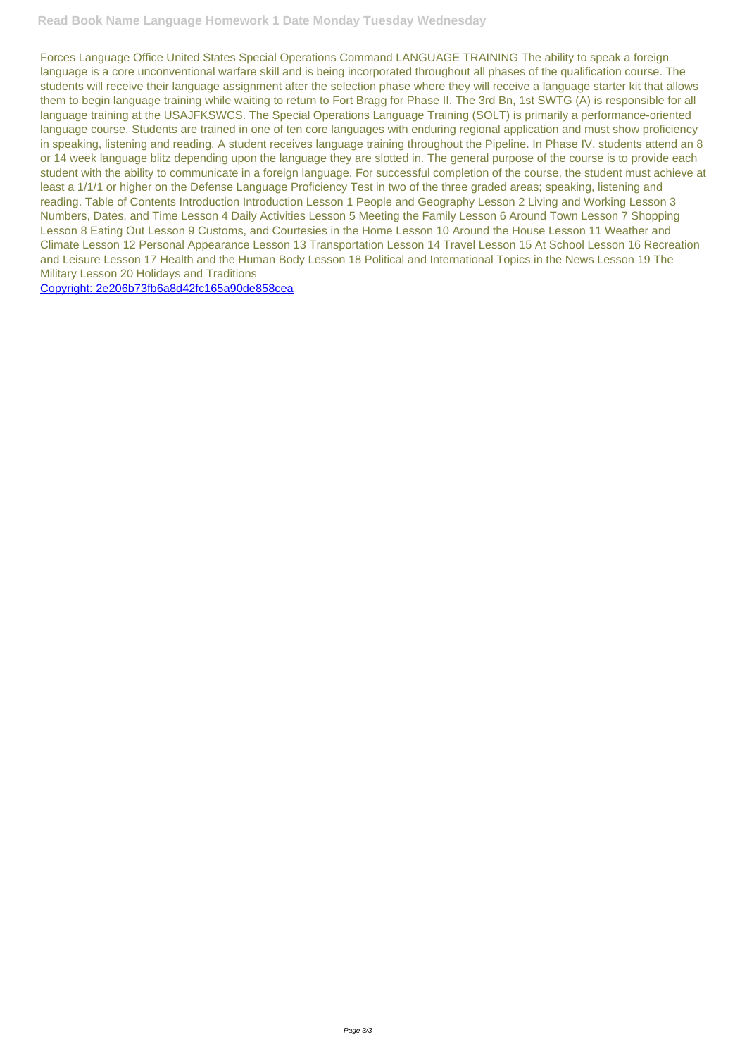Forces Language Office United States Special Operations Command LANGUAGE TRAINING The ability to speak a foreign language is a core unconventional warfare skill and is being incorporated throughout all phases of the qualification course. The students will receive their language assignment after the selection phase where they will receive a language starter kit that allows them to begin language training while waiting to return to Fort Bragg for Phase II. The 3rd Bn, 1st SWTG (A) is responsible for all language training at the USAJFKSWCS. The Special Operations Language Training (SOLT) is primarily a performance-oriented language course. Students are trained in one of ten core languages with enduring regional application and must show proficiency in speaking, listening and reading. A student receives language training throughout the Pipeline. In Phase IV, students attend an 8 or 14 week language blitz depending upon the language they are slotted in. The general purpose of the course is to provide each student with the ability to communicate in a foreign language. For successful completion of the course, the student must achieve at least a 1/1/1 or higher on the Defense Language Proficiency Test in two of the three graded areas; speaking, listening and reading. Table of Contents Introduction Introduction Lesson 1 People and Geography Lesson 2 Living and Working Lesson 3 Numbers, Dates, and Time Lesson 4 Daily Activities Lesson 5 Meeting the Family Lesson 6 Around Town Lesson 7 Shopping Lesson 8 Eating Out Lesson 9 Customs, and Courtesies in the Home Lesson 10 Around the House Lesson 11 Weather and Climate Lesson 12 Personal Appearance Lesson 13 Transportation Lesson 14 Travel Lesson 15 At School Lesson 16 Recreation and Leisure Lesson 17 Health and the Human Body Lesson 18 Political and International Topics in the News Lesson 19 The Military Lesson 20 Holidays and Traditions

Copyright: 2e206b73fb6a8d42fc165a90de858cea